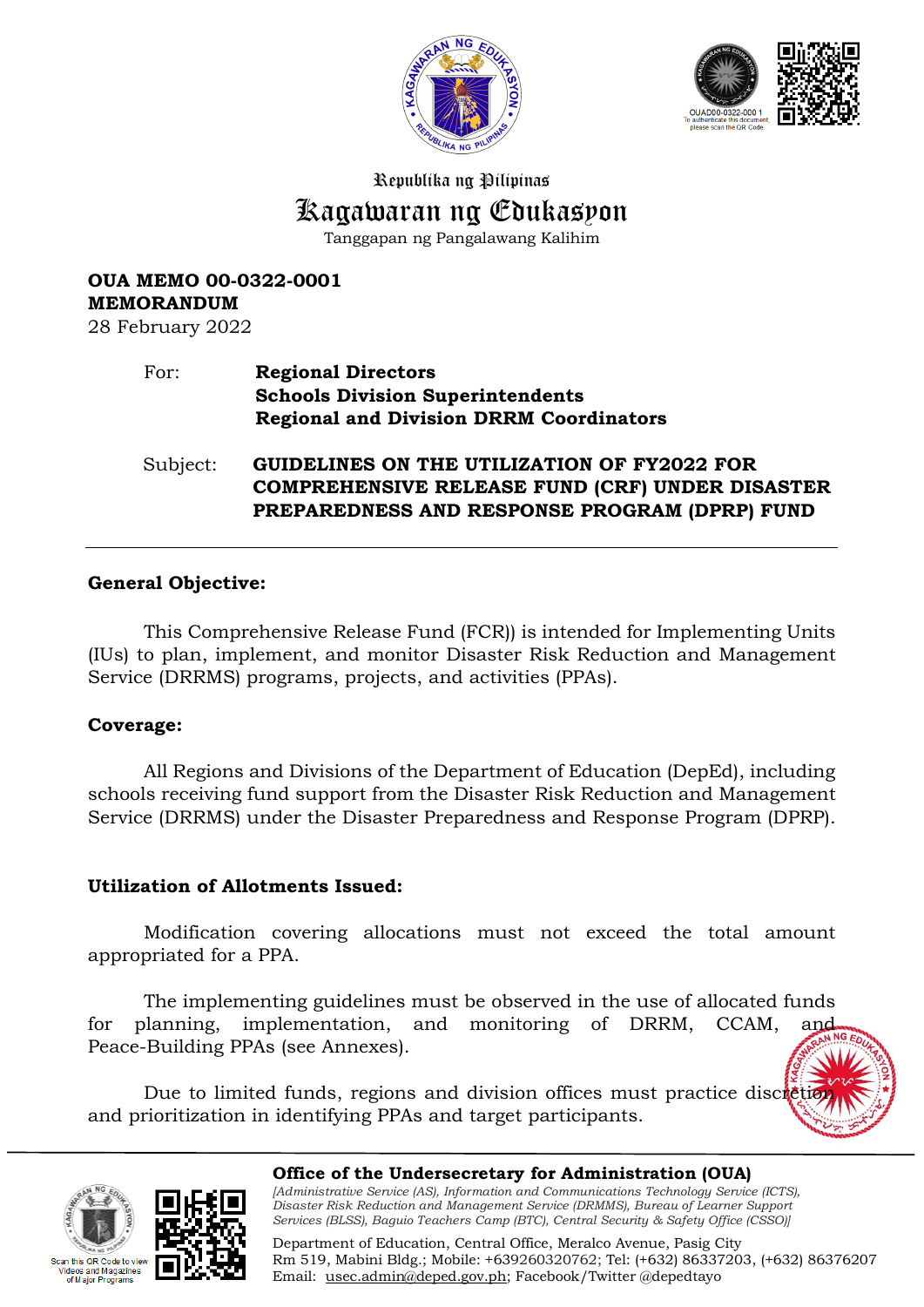Republika ng Pilipinas

# Kagawaran ng Edukasyon

Tanggapan ng Pangalawang Kalihim

**OUA MEMO 00-0322-0001**
**MEMORANDUM**
28 February 2022

For: **Regional Directors**
**Schools Division Superintendents**
**Regional and Division DRRM Coordinators**

Subject: **GUIDELINES ON THE UTILIZATION OF FY2022 FOR COMPREHENSIVE RELEASE FUND (CRF) UNDER DISASTER PREPAREDNESS AND RESPONSE PROGRAM (DPRP) FUND**

---

**General Objective:**

This Comprehensive Release Fund (FCR)) is intended for Implementing Units (IUs) to plan, implement, and monitor Disaster Risk Reduction and Management Service (DRRMS) programs, projects, and activities (PPAs).

**Coverage:**

All Regions and Divisions of the Department of Education (DepEd), including schools receiving fund support from the Disaster Risk Reduction and Management Service (DRRMS) under the Disaster Preparedness and Response Program (DPRP).

**Utilization of Allotments Issued:**

Modification covering allocations must not exceed the total amount appropriated for a PPA.

The implementing guidelines must be observed in the use of allocated funds for planning, implementation, and monitoring of DRRM, CCAM, and Peace-Building PPAs (see Annexes).

Due to limited funds, regions and division offices must practice discretion and prioritization in identifying PPAs and target participants.

**Office of the Undersecretary for Administration (OUA)**
*[Administrative Service (AS), Information and Communications Technology Service (ICTS), Disaster Risk Reduction and Management Service (DRMMS), Bureau of Learner Support Services (BLSS), Baguio Teachers Camp (BTC), Central Security & Safety Office (CSSO)]*
Department of Education, Central Office, Meralco Avenue, Pasig City
Rm 519, Mabini Bldg.; Mobile: +639260320762; Tel: (+632) 86337203, (+632) 86376207
Email: usec.admin@deped.gov.ph; Facebook/Twitter @depedtayo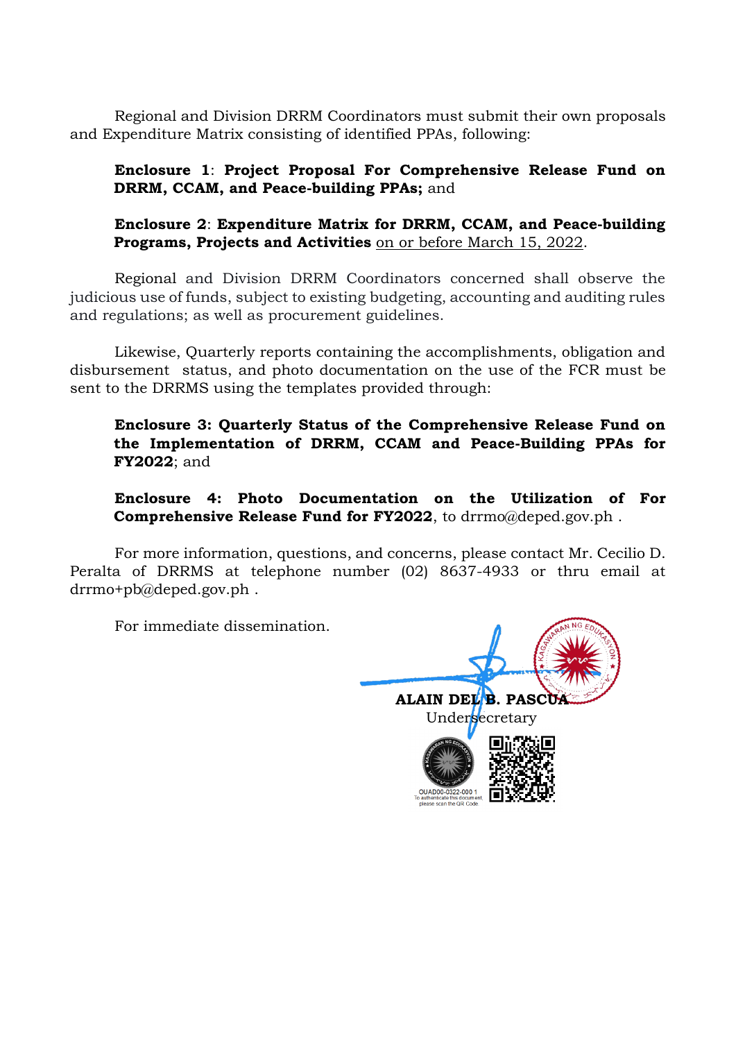Regional and Division DRRM Coordinators must submit their own proposals and Expenditure Matrix consisting of identified PPAs, following:

**Enclosure 1**: **Project Proposal For Comprehensive Release Fund on DRRM, CCAM, and Peace-building PPAs;** and

**Enclosure 2**: **Expenditure Matrix for DRRM, CCAM, and Peace-building Programs, Projects and Activities** on or before March 15, 2022.

Regional and Division DRRM Coordinators concerned shall observe the judicious use of funds, subject to existing budgeting, accounting and auditing rules and regulations; as well as procurement guidelines.

Likewise, Quarterly reports containing the accomplishments, obligation and disbursement status, and photo documentation on the use of the FCR must be sent to the DRRMS using the templates provided through:

**Enclosure 3: Quarterly Status of the Comprehensive Release Fund on the Implementation of DRRM, CCAM and Peace-Building PPAs for FY2022**; and

**Enclosure 4: Photo Documentation on the Utilization of For Comprehensive Release Fund for FY2022**, to drrmo@deped.gov.ph .

For more information, questions, and concerns, please contact Mr. Cecilio D. Peralta of DRRMS at telephone number (02) 8637-4933 or thru email at drrmo+pb@deped.gov.ph .

For immediate dissemination.

**ALAIN DEL B. PASCUA**
Undersecretary

OUAD00-0322-000 1
To authenticate this document, please scan the QR Code.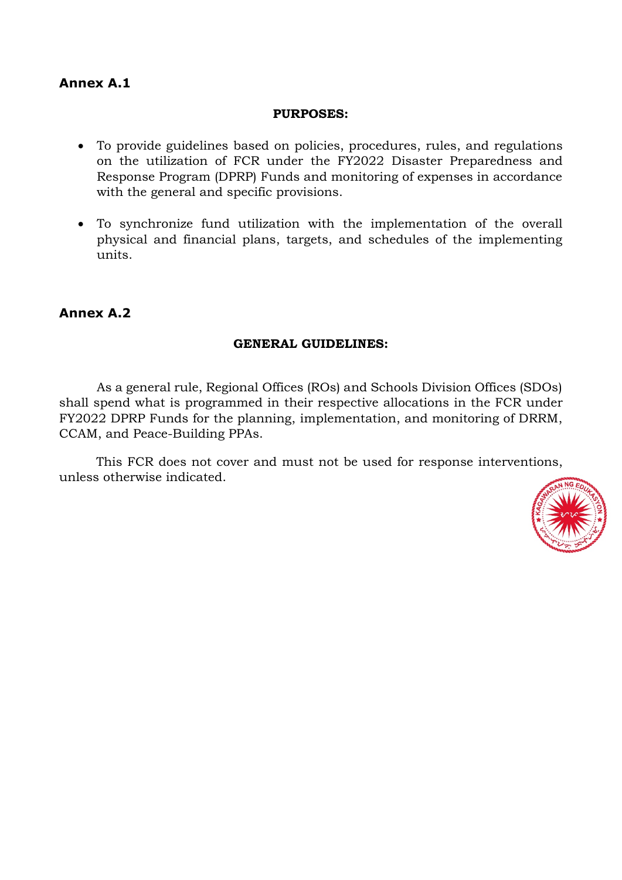## Annex A.1

**PURPOSES:**

- To provide guidelines based on policies, procedures, rules, and regulations on the utilization of FCR under the FY2022 Disaster Preparedness and Response Program (DPRP) Funds and monitoring of expenses in accordance with the general and specific provisions.

- To synchronize fund utilization with the implementation of the overall physical and financial plans, targets, and schedules of the implementing units.

## Annex A.2

**GENERAL GUIDELINES:**

As a general rule, Regional Offices (ROs) and Schools Division Offices (SDOs) shall spend what is programmed in their respective allocations in the FCR under FY2022 DPRP Funds for the planning, implementation, and monitoring of DRRM, CCAM, and Peace-Building PPAs.

This FCR does not cover and must not be used for response interventions, unless otherwise indicated.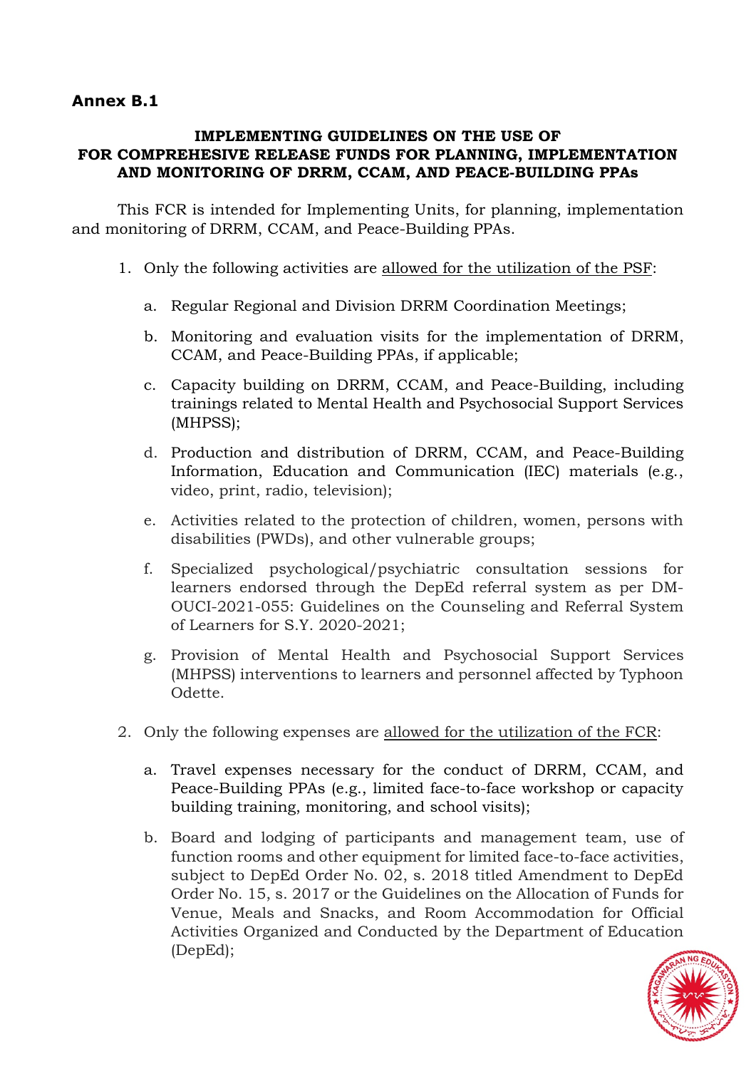**Annex B.1**

**IMPLEMENTING GUIDELINES ON THE USE OF FOR COMPREHESIVE RELEASE FUNDS FOR PLANNING, IMPLEMENTATION AND MONITORING OF DRRM, CCAM, AND PEACE-BUILDING PPAs**

This FCR is intended for Implementing Units, for planning, implementation and monitoring of DRRM, CCAM, and Peace-Building PPAs.

1. Only the following activities are allowed for the utilization of the PSF:

   a. Regular Regional and Division DRRM Coordination Meetings;

   b. Monitoring and evaluation visits for the implementation of DRRM, CCAM, and Peace-Building PPAs, if applicable;

   c. Capacity building on DRRM, CCAM, and Peace-Building, including trainings related to Mental Health and Psychosocial Support Services (MHPSS);

   d. Production and distribution of DRRM, CCAM, and Peace-Building Information, Education and Communication (IEC) materials (e.g., video, print, radio, television);

   e. Activities related to the protection of children, women, persons with disabilities (PWDs), and other vulnerable groups;

   f. Specialized psychological/psychiatric consultation sessions for learners endorsed through the DepEd referral system as per DM-OUCI-2021-055: Guidelines on the Counseling and Referral System of Learners for S.Y. 2020-2021;

   g. Provision of Mental Health and Psychosocial Support Services (MHPSS) interventions to learners and personnel affected by Typhoon Odette.

2. Only the following expenses are allowed for the utilization of the FCR:

   a. Travel expenses necessary for the conduct of DRRM, CCAM, and Peace-Building PPAs (e.g., limited face-to-face workshop or capacity building training, monitoring, and school visits);

   b. Board and lodging of participants and management team, use of function rooms and other equipment for limited face-to-face activities, subject to DepEd Order No. 02, s. 2018 titled Amendment to DepEd Order No. 15, s. 2017 or the Guidelines on the Allocation of Funds for Venue, Meals and Snacks, and Room Accommodation for Official Activities Organized and Conducted by the Department of Education (DepEd);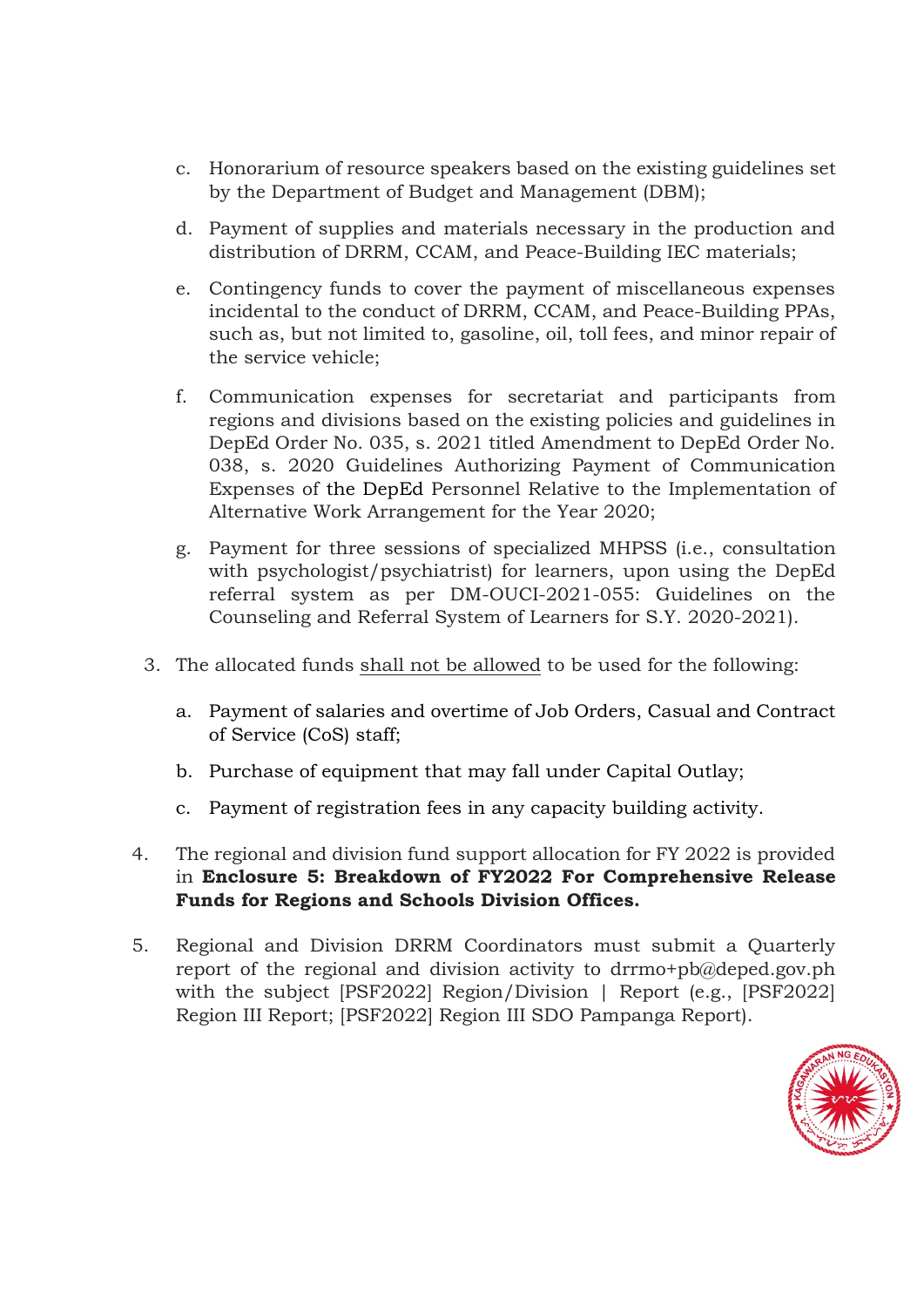c. Honorarium of resource speakers based on the existing guidelines set by the Department of Budget and Management (DBM);

d. Payment of supplies and materials necessary in the production and distribution of DRRM, CCAM, and Peace-Building IEC materials;

e. Contingency funds to cover the payment of miscellaneous expenses incidental to the conduct of DRRM, CCAM, and Peace-Building PPAs, such as, but not limited to, gasoline, oil, toll fees, and minor repair of the service vehicle;

f. Communication expenses for secretariat and participants from regions and divisions based on the existing policies and guidelines in DepEd Order No. 035, s. 2021 titled Amendment to DepEd Order No. 038, s. 2020 Guidelines Authorizing Payment of Communication Expenses of the DepEd Personnel Relative to the Implementation of Alternative Work Arrangement for the Year 2020;

g. Payment for three sessions of specialized MHPSS (i.e., consultation with psychologist/psychiatrist) for learners, upon using the DepEd referral system as per DM-OUCI-2021-055: Guidelines on the Counseling and Referral System of Learners for S.Y. 2020-2021).

3. The allocated funds <u>shall not be allowed</u> to be used for the following:

   a. Payment of salaries and overtime of Job Orders, Casual and Contract of Service (CoS) staff;

   b. Purchase of equipment that may fall under Capital Outlay;

   c. Payment of registration fees in any capacity building activity.

4. The regional and division fund support allocation for FY 2022 is provided in **Enclosure 5: Breakdown of FY2022 For Comprehensive Release Funds for Regions and Schools Division Offices.**

5. Regional and Division DRRM Coordinators must submit a Quarterly report of the regional and division activity to drrmo+pb@deped.gov.ph with the subject [PSF2022] Region/Division | Report (e.g., [PSF2022] Region III Report; [PSF2022] Region III SDO Pampanga Report).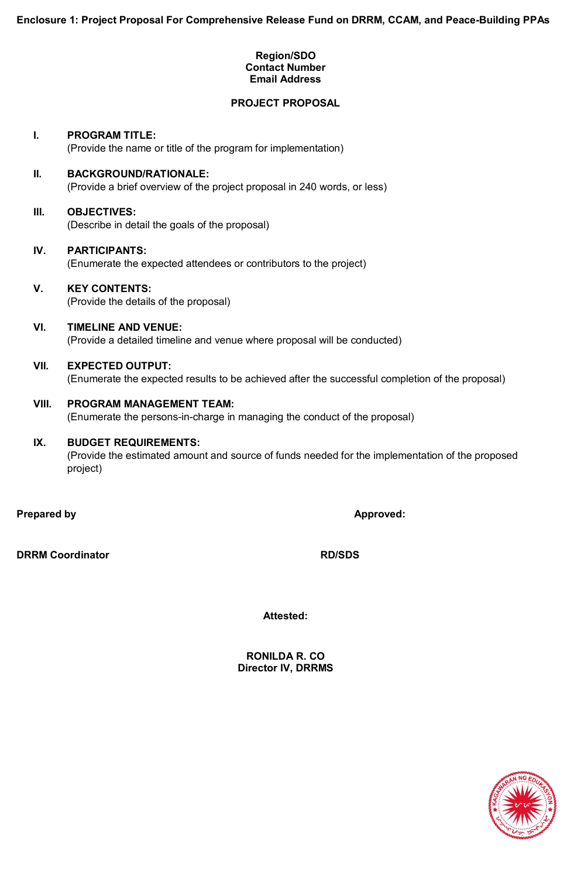**Enclosure 1: Project Proposal For Comprehensive Release Fund on DRRM, CCAM, and Peace-Building PPAs**

**Region/SDO**
**Contact Number**
**Email Address**

**PROJECT PROPOSAL**

**I. PROGRAM TITLE:**
(Provide the name or title of the program for implementation)

**II. BACKGROUND/RATIONALE:**
(Provide a brief overview of the project proposal in 240 words, or less)

**III. OBJECTIVES:**
(Describe in detail the goals of the proposal)

**IV. PARTICIPANTS:**
(Enumerate the expected attendees or contributors to the project)

**V. KEY CONTENTS:**
(Provide the details of the proposal)

**VI. TIMELINE AND VENUE:**
(Provide a detailed timeline and venue where proposal will be conducted)

**VII. EXPECTED OUTPUT:**
(Enumerate the expected results to be achieved after the successful completion of the proposal)

**VIII. PROGRAM MANAGEMENT TEAM:**
(Enumerate the persons-in-charge in managing the conduct of the proposal)

**IX. BUDGET REQUIREMENTS:**
(Provide the estimated amount and source of funds needed for the implementation of the proposed project)

**Prepared by**

**DRRM Coordinator**

**Approved:**

**RD/SDS**

**Attested:**

**RONILDA R. CO**
**Director IV, DRRMS**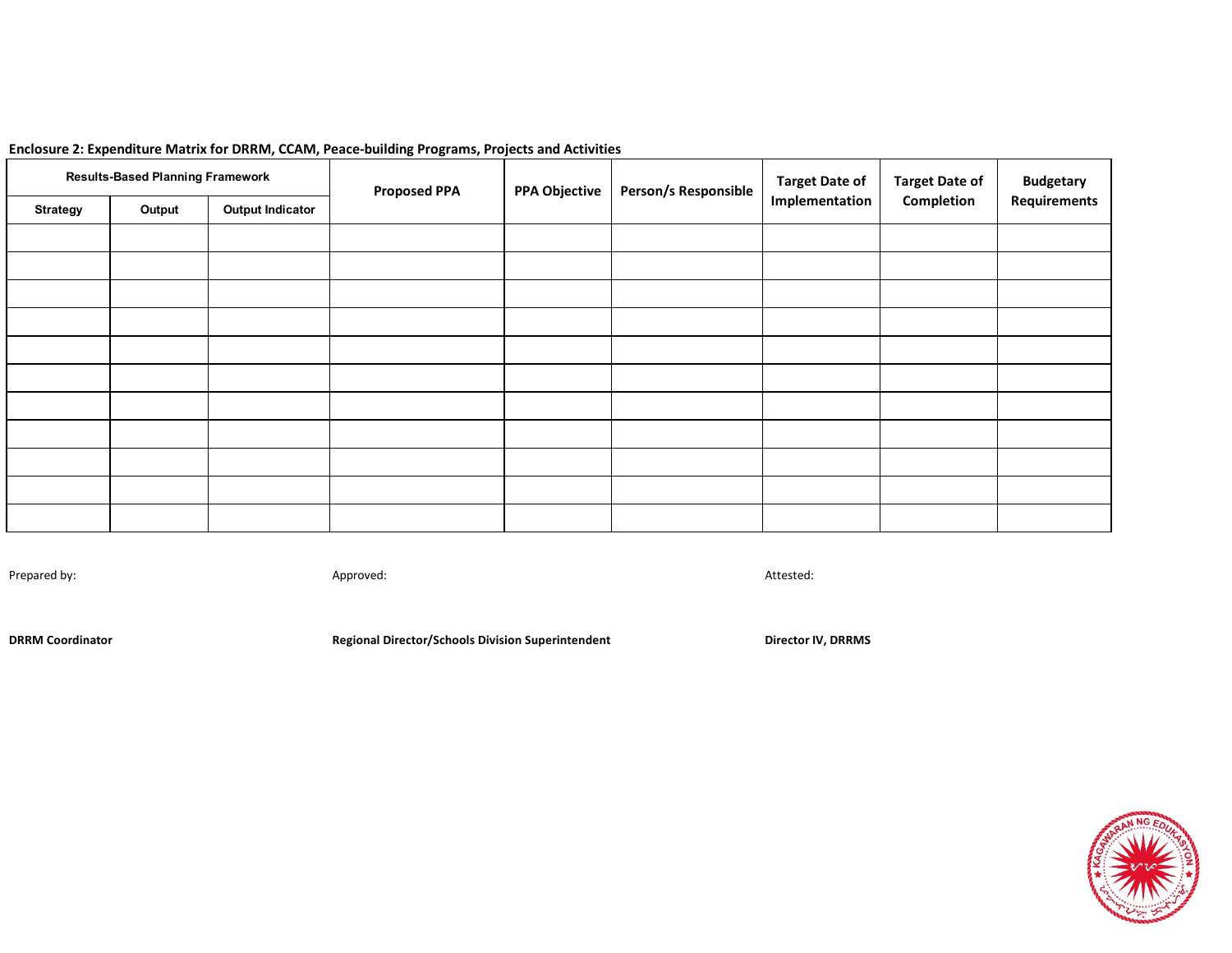**Enclosure 2: Expenditure Matrix for DRRM, CCAM, Peace-building Programs, Projects and Activities**

| Results-Based Planning Framework | | | Proposed PPA | PPA Objective | Person/s Responsible | Target Date of Implementation | Target Date of Completion | Budgetary Requirements |
|---|---|---|---|---|---|---|---|---|
| Strategy | Output | Output Indicator | | | | | | |
| | | | | | | | | |
| | | | | | | | | |
| | | | | | | | | |
| | | | | | | | | |
| | | | | | | | | |
| | | | | | | | | |
| | | | | | | | | |
| | | | | | | | | |
| | | | | | | | | |
| | | | | | | | | |
| | | | | | | | | |

Prepared by:

**DRRM Coordinator**

Approved:

**Regional Director/Schools Division Superintendent**

Attested:

**Director IV, DRRMS**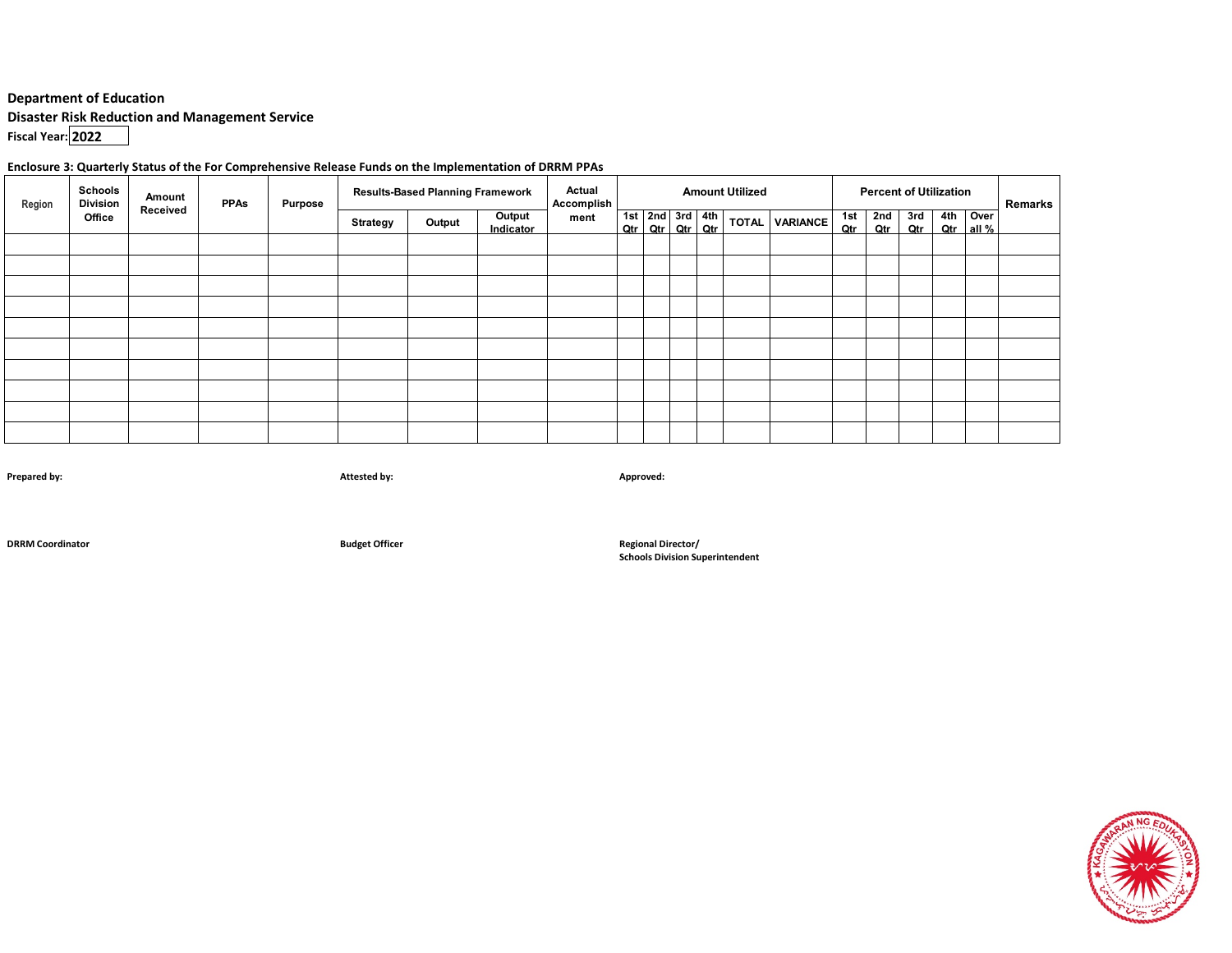**Department of Education**

**Disaster Risk Reduction and Management Service**

**Fiscal Year: 2022**

**Enclosure 3: Quarterly Status of the For Comprehensive Release Funds on the Implementation of DRRM PPAs**

| Region | Schools Division Office | Amount Received | PPAs | Purpose | Results-Based Planning Framework | | | Actual Accomplishment | Amount Utilized | | | | | | Percent of Utilization | | | | | Remarks |
|---|---|---|---|---|---|---|---|---|---|---|---|---|---|---|---|---|---|---|---|---|
| | | | | | Strategy | Output | Output Indicator | | 1st Qtr | 2nd Qtr | 3rd Qtr | 4th Qtr | TOTAL | VARIANCE | 1st Qtr | 2nd Qtr | 3rd Qtr | 4th Qtr | Over all % | |
| | | | | | | | | | | | | | | | | | | | | |
| | | | | | | | | | | | | | | | | | | | | |
| | | | | | | | | | | | | | | | | | | | | |
| | | | | | | | | | | | | | | | | | | | | |
| | | | | | | | | | | | | | | | | | | | | |
| | | | | | | | | | | | | | | | | | | | | |
| | | | | | | | | | | | | | | | | | | | | |
| | | | | | | | | | | | | | | | | | | | | |
| | | | | | | | | | | | | | | | | | | | | |
| | | | | | | | | | | | | | | | | | | | | |

**Prepared by:**

**DRRM Coordinator**

**Attested by:**

**Budget Officer**

**Approved:**

**Regional Director/**
**Schools Division Superintendent**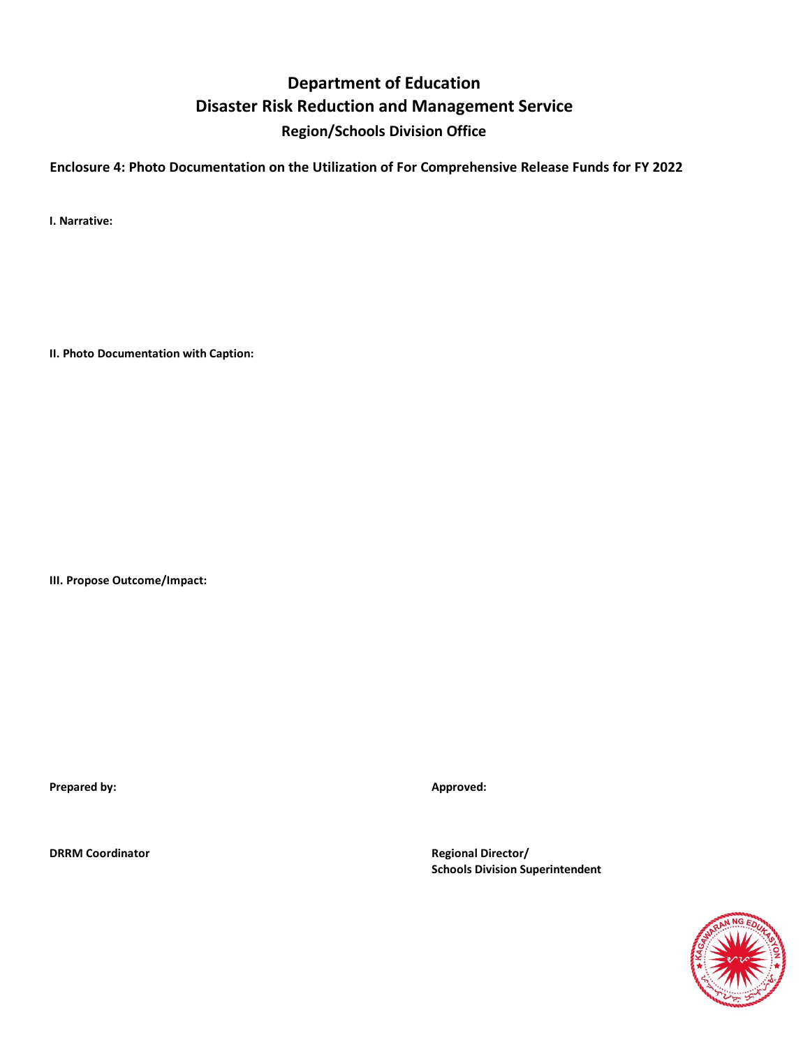# Department of Education
## Disaster Risk Reduction and Management Service
### Region/Schools Division Office

**Enclosure 4: Photo Documentation on the Utilization of For Comprehensive Release Funds for FY 2022**

**I. Narrative:**

**II. Photo Documentation with Caption:**

**III. Propose Outcome/Impact:**

**Prepared by:**

**DRRM Coordinator**

**Approved:**

**Regional Director/**
**Schools Division Superintendent**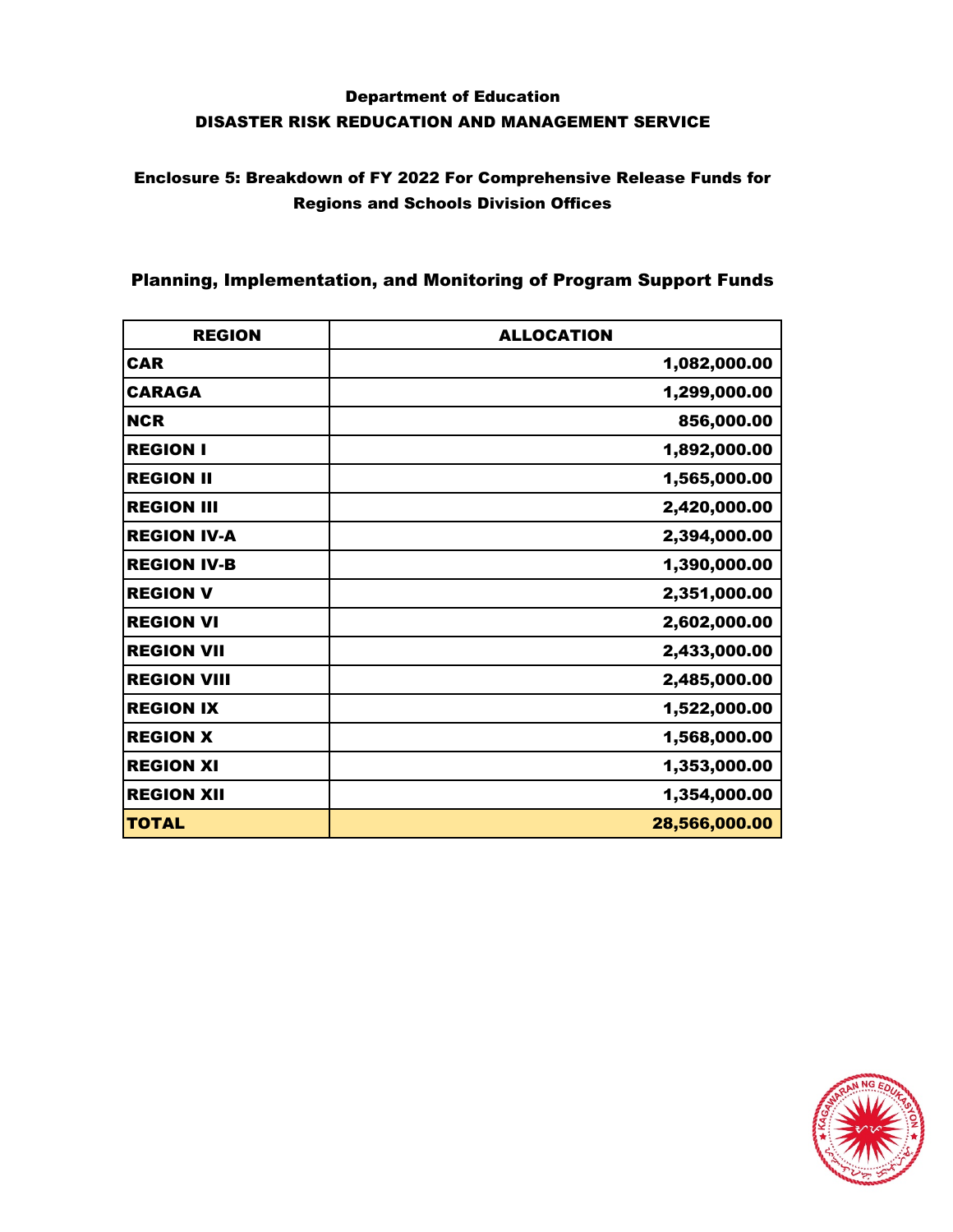**Department of Education**
**DISASTER RISK REDUCATION AND MANAGEMENT SERVICE**

**Enclosure 5: Breakdown of FY 2022 For Comprehensive Release Funds for Regions and Schools Division Offices**

## Planning, Implementation, and Monitoring of Program Support Funds

| REGION | ALLOCATION |
|---|---:|
| CAR | 1,082,000.00 |
| CARAGA | 1,299,000.00 |
| NCR | 856,000.00 |
| REGION I | 1,892,000.00 |
| REGION II | 1,565,000.00 |
| REGION III | 2,420,000.00 |
| REGION IV-A | 2,394,000.00 |
| REGION IV-B | 1,390,000.00 |
| REGION V | 2,351,000.00 |
| REGION VI | 2,602,000.00 |
| REGION VII | 2,433,000.00 |
| REGION VIII | 2,485,000.00 |
| REGION IX | 1,522,000.00 |
| REGION X | 1,568,000.00 |
| REGION XI | 1,353,000.00 |
| REGION XII | 1,354,000.00 |
| **TOTAL** | **28,566,000.00** |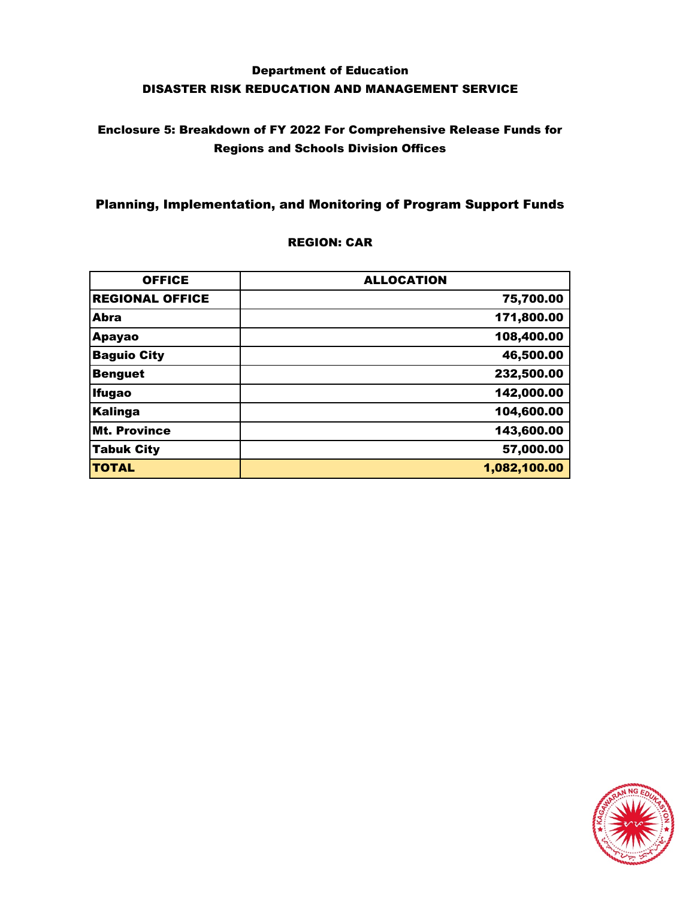# Department of Education
## DISASTER RISK REDUCATION AND MANAGEMENT SERVICE

### Enclosure 5: Breakdown of FY 2022 For Comprehensive Release Funds for Regions and Schools Division Offices

### Planning, Implementation, and Monitoring of Program Support Funds

**REGION: CAR**

| OFFICE | ALLOCATION |
|---|---:|
| **REGIONAL OFFICE** | **75,700.00** |
| **Abra** | **171,800.00** |
| **Apayao** | **108,400.00** |
| **Baguio City** | **46,500.00** |
| **Benguet** | **232,500.00** |
| **Ifugao** | **142,000.00** |
| **Kalinga** | **104,600.00** |
| **Mt. Province** | **143,600.00** |
| **Tabuk City** | **57,000.00** |
| **TOTAL** | **1,082,100.00** |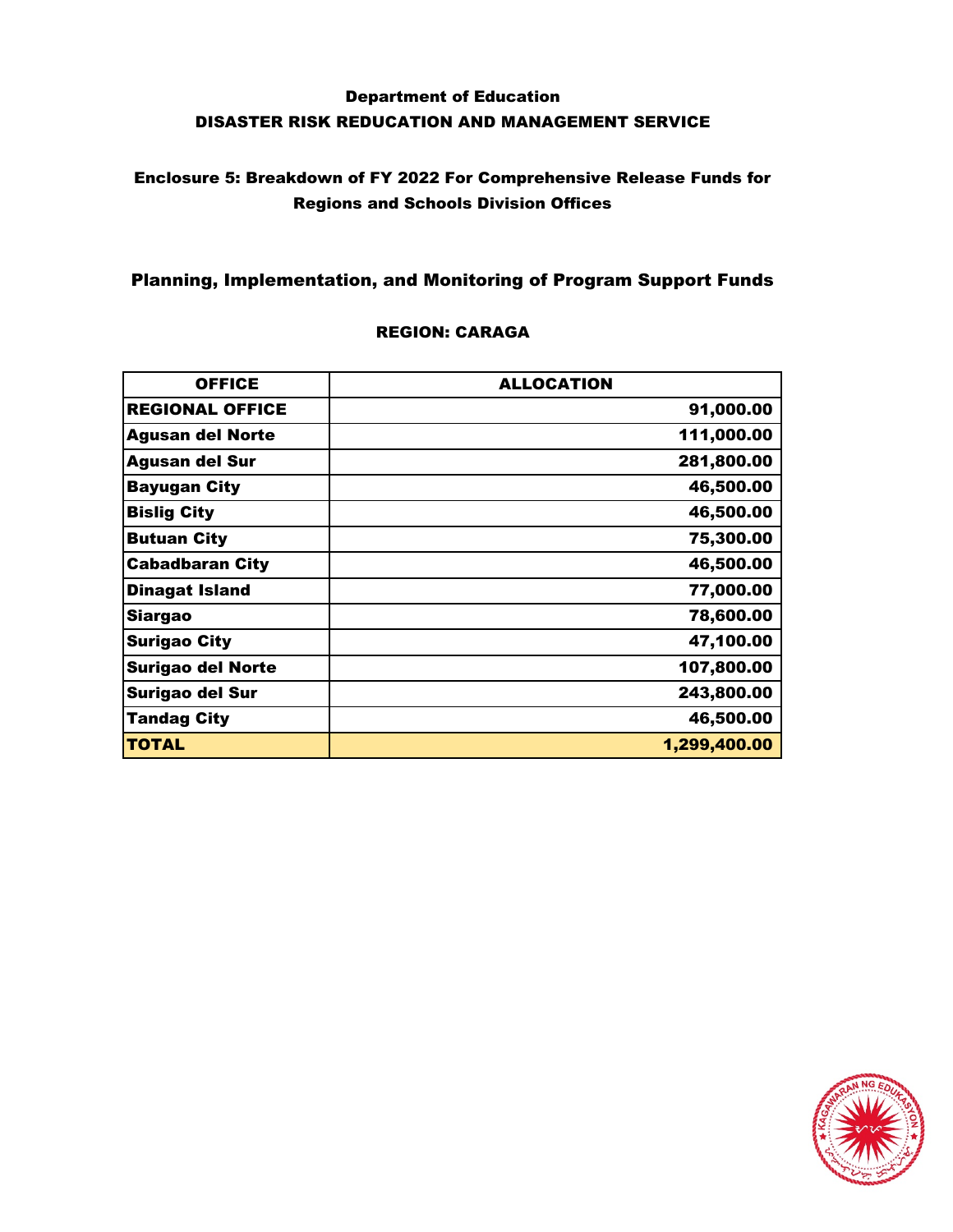Department of Education

DISASTER RISK REDUCATION AND MANAGEMENT SERVICE

## Enclosure 5: Breakdown of FY 2022 For Comprehensive Release Funds for Regions and Schools Division Offices

## Planning, Implementation, and Monitoring of Program Support Funds

### REGION: CARAGA

| OFFICE | ALLOCATION |
|---|---|
| REGIONAL OFFICE | 91,000.00 |
| Agusan del Norte | 111,000.00 |
| Agusan del Sur | 281,800.00 |
| Bayugan City | 46,500.00 |
| Bislig City | 46,500.00 |
| Butuan City | 75,300.00 |
| Cabadbaran City | 46,500.00 |
| Dinagat Island | 77,000.00 |
| Siargao | 78,600.00 |
| Surigao City | 47,100.00 |
| Surigao del Norte | 107,800.00 |
| Surigao del Sur | 243,800.00 |
| Tandag City | 46,500.00 |
| TOTAL | 1,299,400.00 |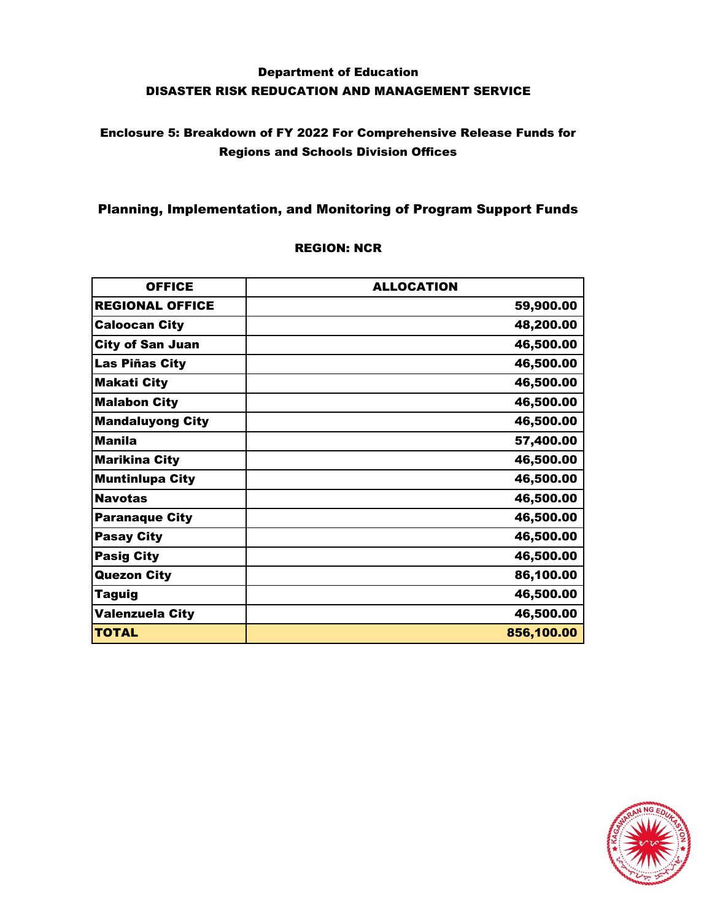## Department of Education
## DISASTER RISK REDUCATION AND MANAGEMENT SERVICE

### Enclosure 5: Breakdown of FY 2022 For Comprehensive Release Funds for Regions and Schools Division Offices

### Planning, Implementation, and Monitoring of Program Support Funds

**REGION: NCR**

| OFFICE | ALLOCATION |
|---|---|
| **REGIONAL OFFICE** | **59,900.00** |
| **Caloocan City** | **48,200.00** |
| **City of San Juan** | **46,500.00** |
| **Las Piñas City** | **46,500.00** |
| **Makati City** | **46,500.00** |
| **Malabon City** | **46,500.00** |
| **Mandaluyong City** | **46,500.00** |
| **Manila** | **57,400.00** |
| **Marikina City** | **46,500.00** |
| **Muntinlupa City** | **46,500.00** |
| **Navotas** | **46,500.00** |
| **Paranaque City** | **46,500.00** |
| **Pasay City** | **46,500.00** |
| **Pasig City** | **46,500.00** |
| **Quezon City** | **86,100.00** |
| **Taguig** | **46,500.00** |
| **Valenzuela City** | **46,500.00** |
| **TOTAL** | **856,100.00** |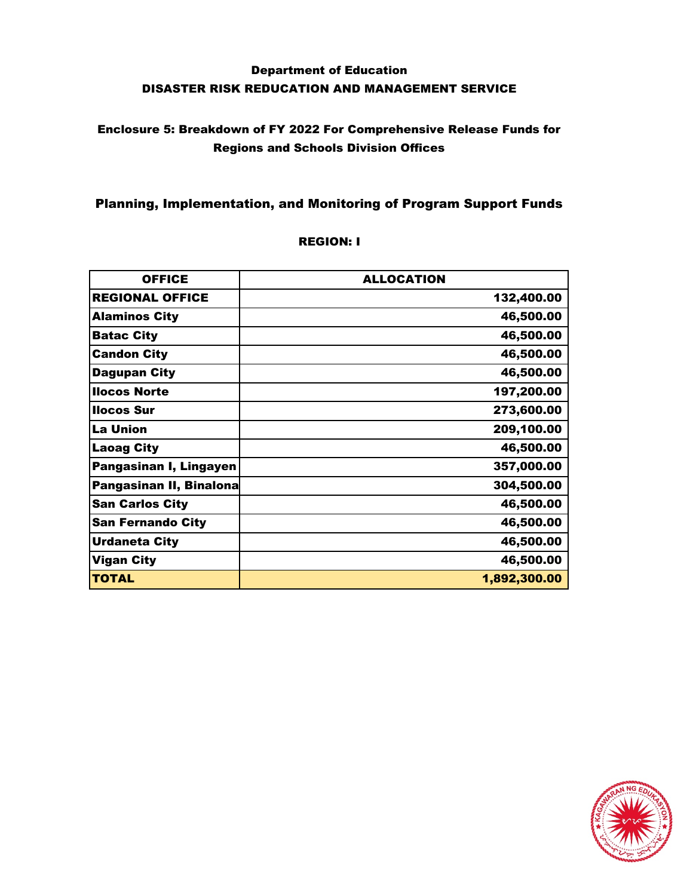# Department of Education
## DISASTER RISK REDUCATION AND MANAGEMENT SERVICE

### Enclosure 5: Breakdown of FY 2022 For Comprehensive Release Funds for Regions and Schools Division Offices

### Planning, Implementation, and Monitoring of Program Support Funds

**REGION: I**

| OFFICE | ALLOCATION |
|---|---|
| REGIONAL OFFICE | 132,400.00 |
| Alaminos City | 46,500.00 |
| Batac City | 46,500.00 |
| Candon City | 46,500.00 |
| Dagupan City | 46,500.00 |
| Ilocos Norte | 197,200.00 |
| Ilocos Sur | 273,600.00 |
| La Union | 209,100.00 |
| Laoag City | 46,500.00 |
| Pangasinan I, Lingayen | 357,000.00 |
| Pangasinan II, Binalona | 304,500.00 |
| San Carlos City | 46,500.00 |
| San Fernando City | 46,500.00 |
| Urdaneta City | 46,500.00 |
| Vigan City | 46,500.00 |
| **TOTAL** | **1,892,300.00** |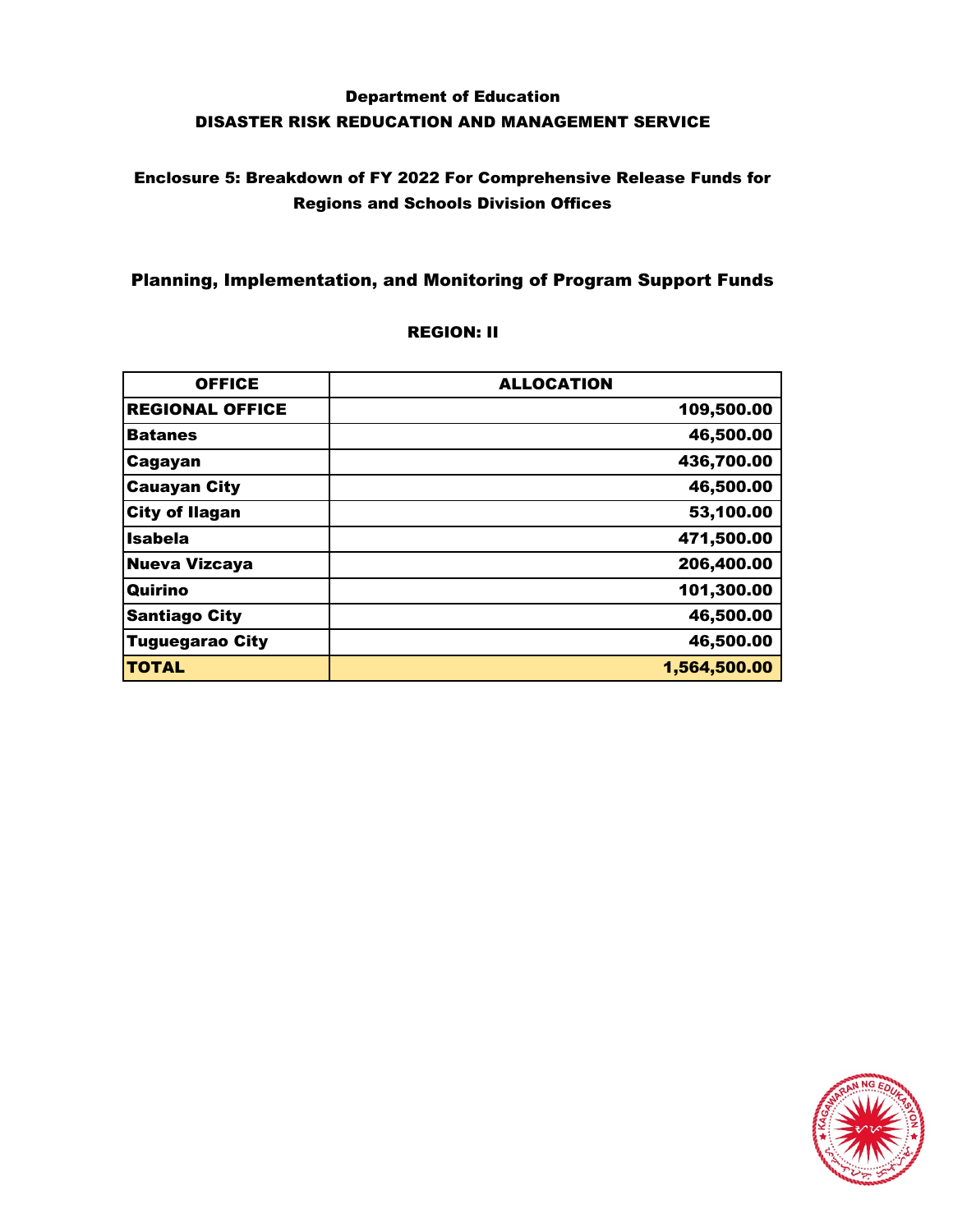# Department of Education
## DISASTER RISK REDUCATION AND MANAGEMENT SERVICE

### Enclosure 5: Breakdown of FY 2022 For Comprehensive Release Funds for Regions and Schools Division Offices

### Planning, Implementation, and Monitoring of Program Support Funds

**REGION: II**

| OFFICE | ALLOCATION |
|---|---|
| **REGIONAL OFFICE** | **109,500.00** |
| **Batanes** | **46,500.00** |
| **Cagayan** | **436,700.00** |
| **Cauayan City** | **46,500.00** |
| **City of Ilagan** | **53,100.00** |
| **Isabela** | **471,500.00** |
| **Nueva Vizcaya** | **206,400.00** |
| **Quirino** | **101,300.00** |
| **Santiago City** | **46,500.00** |
| **Tuguegarao City** | **46,500.00** |
| **TOTAL** | **1,564,500.00** |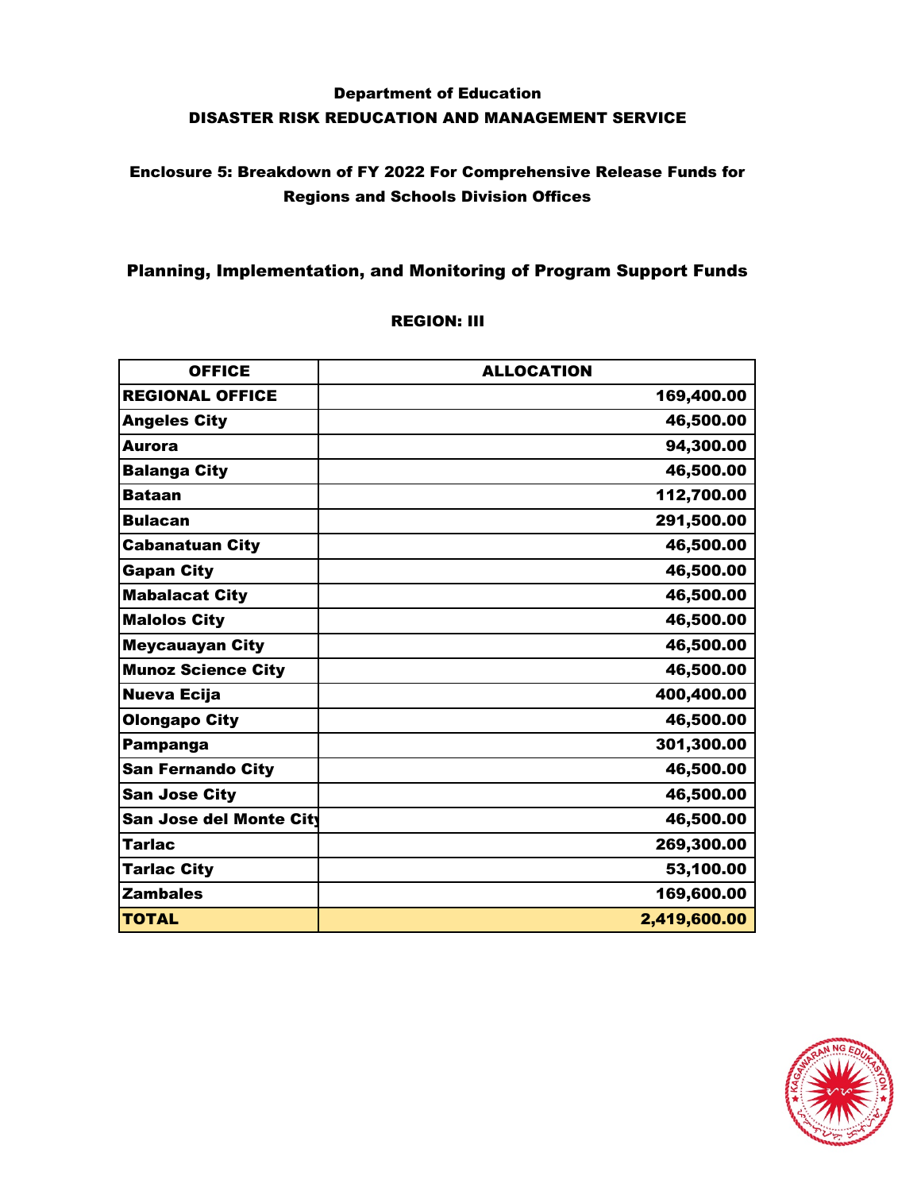# Department of Education
## DISASTER RISK REDUCATION AND MANAGEMENT SERVICE

### Enclosure 5: Breakdown of FY 2022 For Comprehensive Release Funds for Regions and Schools Division Offices

### Planning, Implementation, and Monitoring of Program Support Funds

**REGION: III**

| OFFICE | ALLOCATION |
|---|---:|
| **REGIONAL OFFICE** | **169,400.00** |
| **Angeles City** | **46,500.00** |
| **Aurora** | **94,300.00** |
| **Balanga City** | **46,500.00** |
| **Bataan** | **112,700.00** |
| **Bulacan** | **291,500.00** |
| **Cabanatuan City** | **46,500.00** |
| **Gapan City** | **46,500.00** |
| **Mabalacat City** | **46,500.00** |
| **Malolos City** | **46,500.00** |
| **Meycauayan City** | **46,500.00** |
| **Munoz Science City** | **46,500.00** |
| **Nueva Ecija** | **400,400.00** |
| **Olongapo City** | **46,500.00** |
| **Pampanga** | **301,300.00** |
| **San Fernando City** | **46,500.00** |
| **San Jose City** | **46,500.00** |
| **San Jose del Monte City** | **46,500.00** |
| **Tarlac** | **269,300.00** |
| **Tarlac City** | **53,100.00** |
| **Zambales** | **169,600.00** |
| **TOTAL** | **2,419,600.00** |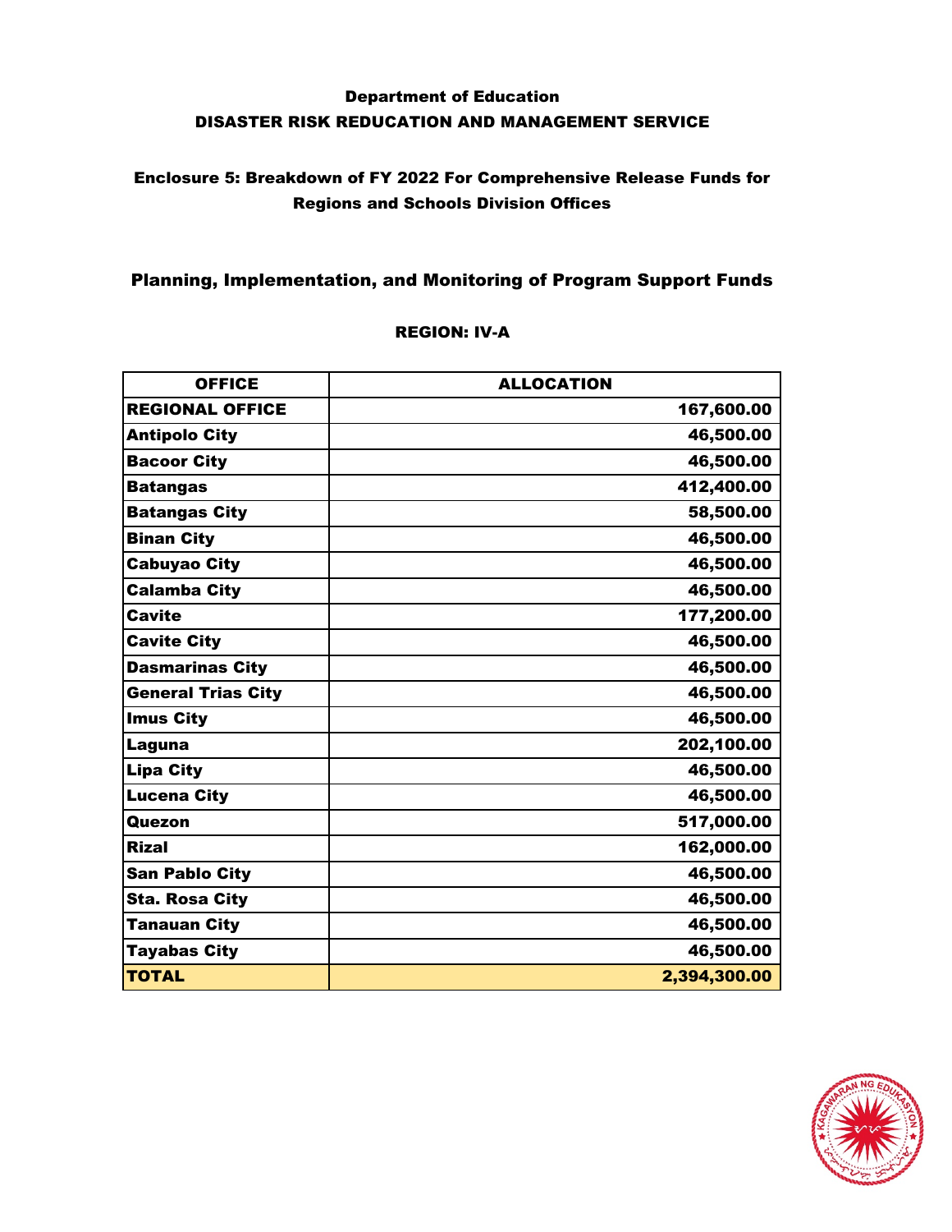Department of Education
DISASTER RISK REDUCATION AND MANAGEMENT SERVICE

## Enclosure 5: Breakdown of FY 2022 For Comprehensive Release Funds for Regions and Schools Division Offices

## Planning, Implementation, and Monitoring of Program Support Funds

### REGION: IV-A

| OFFICE | ALLOCATION |
|---|---|
| REGIONAL OFFICE | 167,600.00 |
| Antipolo City | 46,500.00 |
| Bacoor City | 46,500.00 |
| Batangas | 412,400.00 |
| Batangas City | 58,500.00 |
| Binan City | 46,500.00 |
| Cabuyao City | 46,500.00 |
| Calamba City | 46,500.00 |
| Cavite | 177,200.00 |
| Cavite City | 46,500.00 |
| Dasmarinas City | 46,500.00 |
| General Trias City | 46,500.00 |
| Imus City | 46,500.00 |
| Laguna | 202,100.00 |
| Lipa City | 46,500.00 |
| Lucena City | 46,500.00 |
| Quezon | 517,000.00 |
| Rizal | 162,000.00 |
| San Pablo City | 46,500.00 |
| Sta. Rosa City | 46,500.00 |
| Tanauan City | 46,500.00 |
| Tayabas City | 46,500.00 |
| TOTAL | 2,394,300.00 |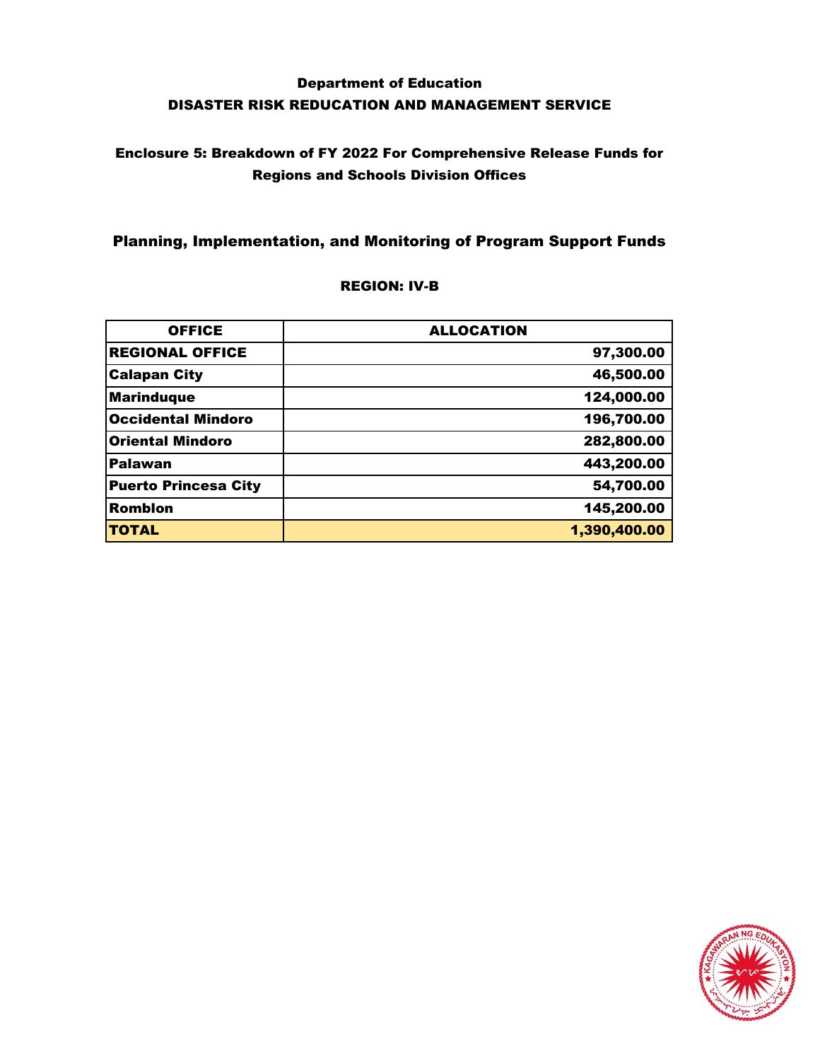# Department of Education
## DISASTER RISK REDUCATION AND MANAGEMENT SERVICE

### Enclosure 5: Breakdown of FY 2022 For Comprehensive Release Funds for Regions and Schools Division Offices

### Planning, Implementation, and Monitoring of Program Support Funds

**REGION: IV-B**

| OFFICE | ALLOCATION |
|---|---|
| REGIONAL OFFICE | 97,300.00 |
| Calapan City | 46,500.00 |
| Marinduque | 124,000.00 |
| Occidental Mindoro | 196,700.00 |
| Oriental Mindoro | 282,800.00 |
| Palawan | 443,200.00 |
| Puerto Princesa City | 54,700.00 |
| Romblon | 145,200.00 |
| **TOTAL** | **1,390,400.00** |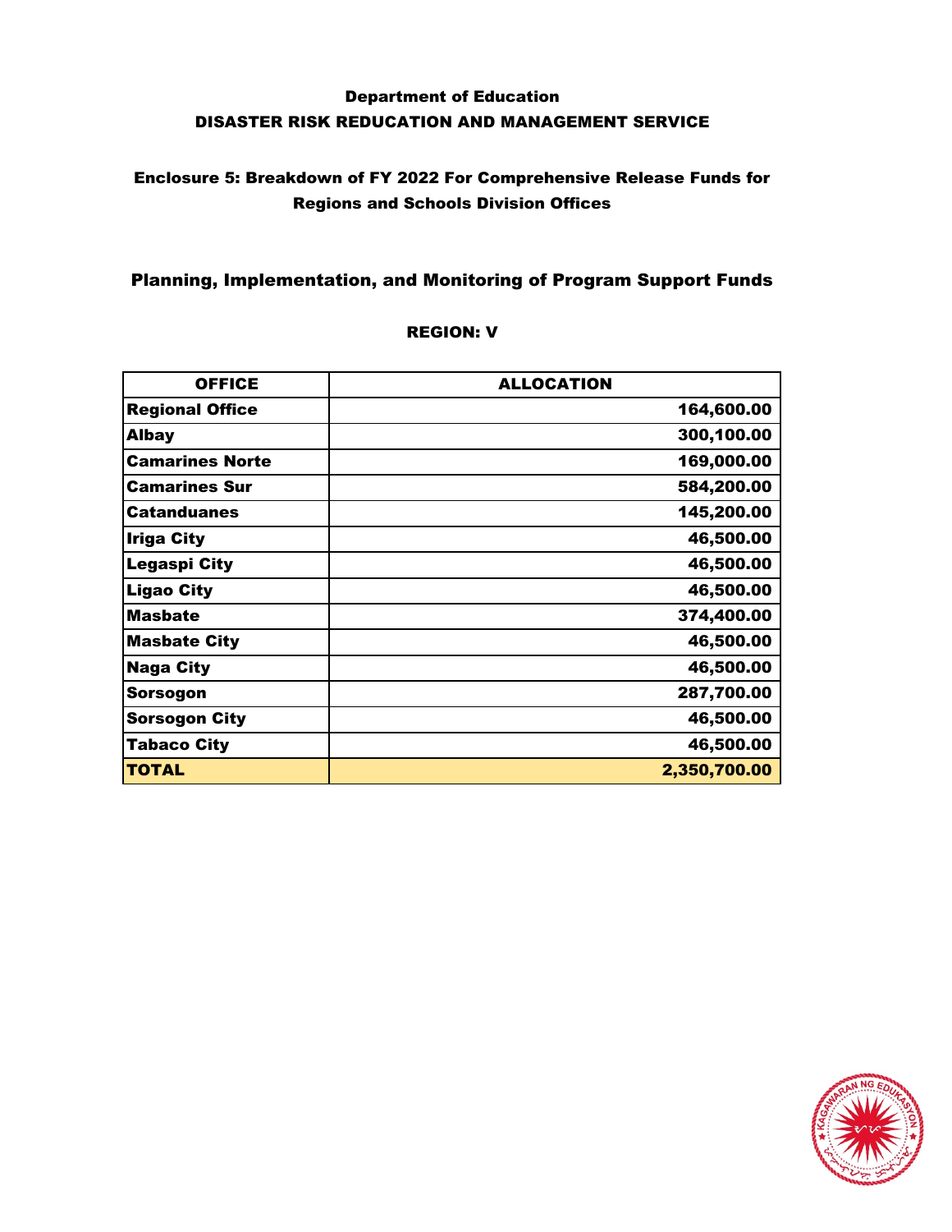## Department of Education
## DISASTER RISK REDUCATION AND MANAGEMENT SERVICE

### Enclosure 5: Breakdown of FY 2022 For Comprehensive Release Funds for Regions and Schools Division Offices

### Planning, Implementation, and Monitoring of Program Support Funds

**REGION: V**

| OFFICE | ALLOCATION |
|---|---:|
| **Regional Office** | **164,600.00** |
| **Albay** | **300,100.00** |
| **Camarines Norte** | **169,000.00** |
| **Camarines Sur** | **584,200.00** |
| **Catanduanes** | **145,200.00** |
| **Iriga City** | **46,500.00** |
| **Legaspi City** | **46,500.00** |
| **Ligao City** | **46,500.00** |
| **Masbate** | **374,400.00** |
| **Masbate City** | **46,500.00** |
| **Naga City** | **46,500.00** |
| **Sorsogon** | **287,700.00** |
| **Sorsogon City** | **46,500.00** |
| **Tabaco City** | **46,500.00** |
| **TOTAL** | **2,350,700.00** |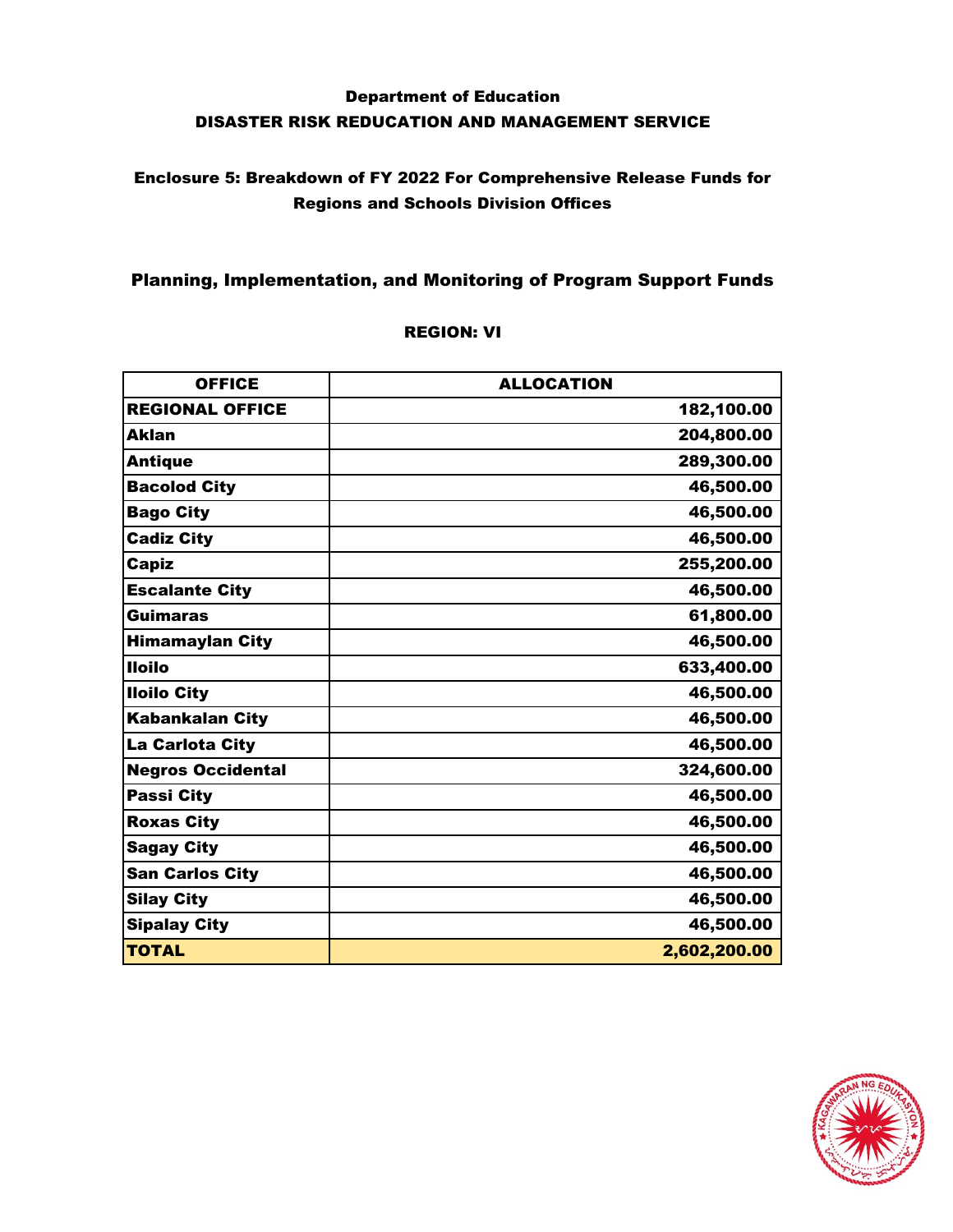# Department of Education

## DISASTER RISK REDUCATION AND MANAGEMENT SERVICE

### Enclosure 5: Breakdown of FY 2022 For Comprehensive Release Funds for Regions and Schools Division Offices

### Planning, Implementation, and Monitoring of Program Support Funds

**REGION: VI**

| OFFICE | ALLOCATION |
|---|---:|
| **REGIONAL OFFICE** | **182,100.00** |
| **Aklan** | **204,800.00** |
| **Antique** | **289,300.00** |
| **Bacolod City** | **46,500.00** |
| **Bago City** | **46,500.00** |
| **Cadiz City** | **46,500.00** |
| **Capiz** | **255,200.00** |
| **Escalante City** | **46,500.00** |
| **Guimaras** | **61,800.00** |
| **Himamaylan City** | **46,500.00** |
| **Iloilo** | **633,400.00** |
| **Iloilo City** | **46,500.00** |
| **Kabankalan City** | **46,500.00** |
| **La Carlota City** | **46,500.00** |
| **Negros Occidental** | **324,600.00** |
| **Passi City** | **46,500.00** |
| **Roxas City** | **46,500.00** |
| **Sagay City** | **46,500.00** |
| **San Carlos City** | **46,500.00** |
| **Silay City** | **46,500.00** |
| **Sipalay City** | **46,500.00** |
| **TOTAL** | **2,602,200.00** |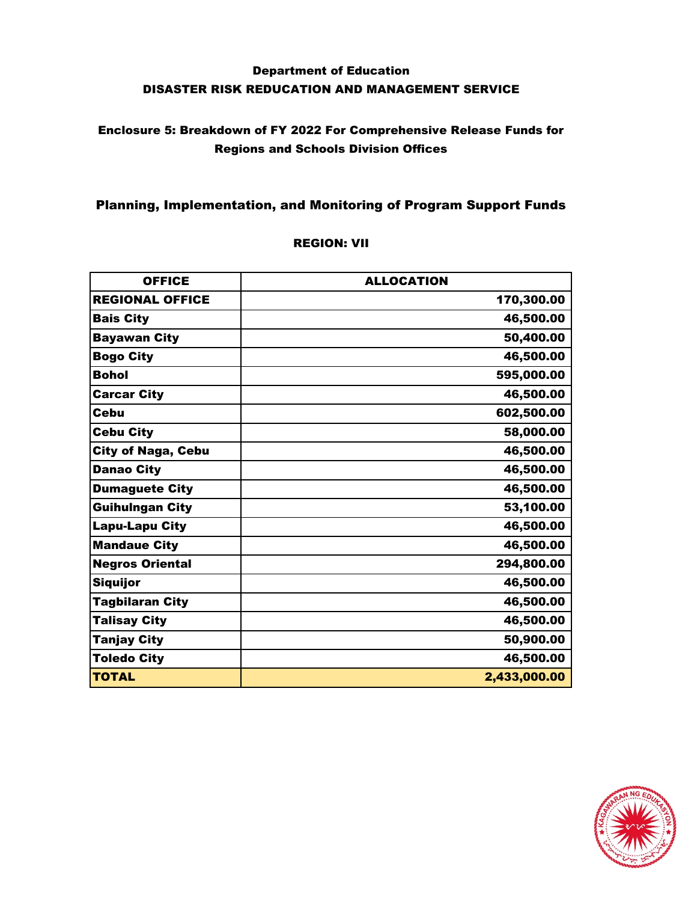**Department of Education**
**DISASTER RISK REDUCATION AND MANAGEMENT SERVICE**

**Enclosure 5: Breakdown of FY 2022 For Comprehensive Release Funds for Regions and Schools Division Offices**

## Planning, Implementation, and Monitoring of Program Support Funds

**REGION: VII**

| OFFICE | ALLOCATION |
|---|---:|
| **REGIONAL OFFICE** | **170,300.00** |
| **Bais City** | **46,500.00** |
| **Bayawan City** | **50,400.00** |
| **Bogo City** | **46,500.00** |
| **Bohol** | **595,000.00** |
| **Carcar City** | **46,500.00** |
| **Cebu** | **602,500.00** |
| **Cebu City** | **58,000.00** |
| **City of Naga, Cebu** | **46,500.00** |
| **Danao City** | **46,500.00** |
| **Dumaguete City** | **46,500.00** |
| **Guihulngan City** | **53,100.00** |
| **Lapu-Lapu City** | **46,500.00** |
| **Mandaue City** | **46,500.00** |
| **Negros Oriental** | **294,800.00** |
| **Siquijor** | **46,500.00** |
| **Tagbilaran City** | **46,500.00** |
| **Talisay City** | **46,500.00** |
| **Tanjay City** | **50,900.00** |
| **Toledo City** | **46,500.00** |
| **TOTAL** | **2,433,000.00** |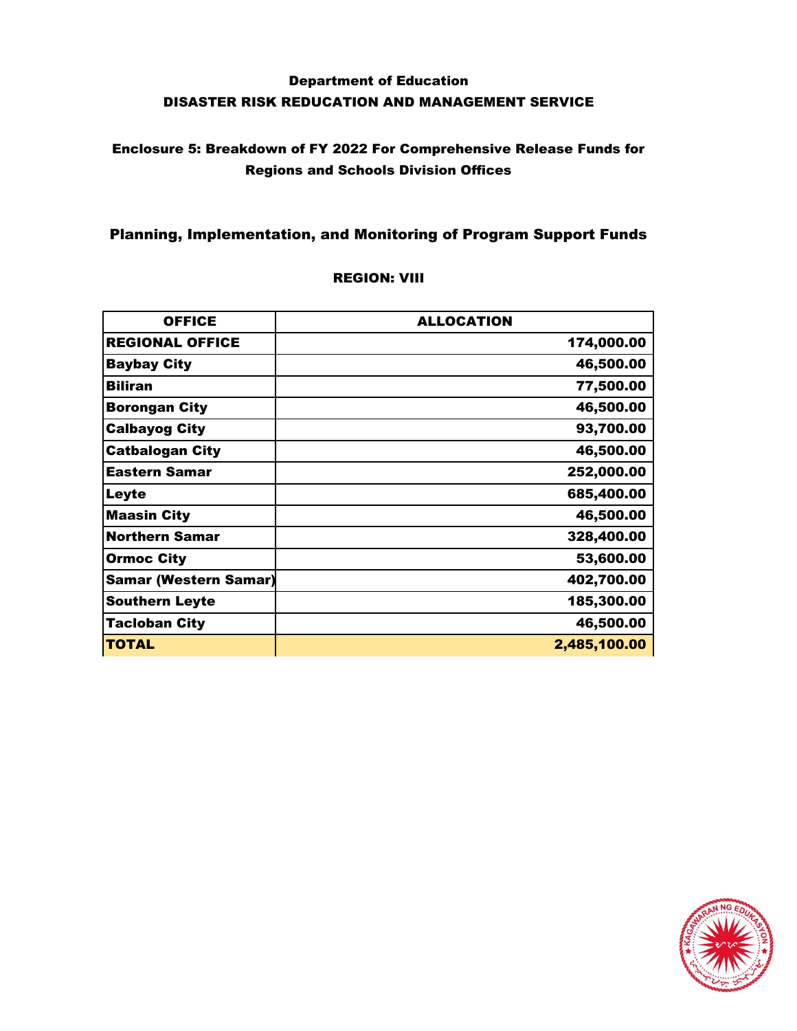**Department of Education**

**DISASTER RISK REDUCATION AND MANAGEMENT SERVICE**

**Enclosure 5: Breakdown of FY 2022 For Comprehensive Release Funds for Regions and Schools Division Offices**

## Planning, Implementation, and Monitoring of Program Support Funds

**REGION: VIII**

| OFFICE | ALLOCATION |
|---|---|
| REGIONAL OFFICE | 174,000.00 |
| Baybay City | 46,500.00 |
| Biliran | 77,500.00 |
| Borongan City | 46,500.00 |
| Calbayog City | 93,700.00 |
| Catbalogan City | 46,500.00 |
| Eastern Samar | 252,000.00 |
| Leyte | 685,400.00 |
| Maasin City | 46,500.00 |
| Northern Samar | 328,400.00 |
| Ormoc City | 53,600.00 |
| Samar (Western Samar) | 402,700.00 |
| Southern Leyte | 185,300.00 |
| Tacloban City | 46,500.00 |
| **TOTAL** | **2,485,100.00** |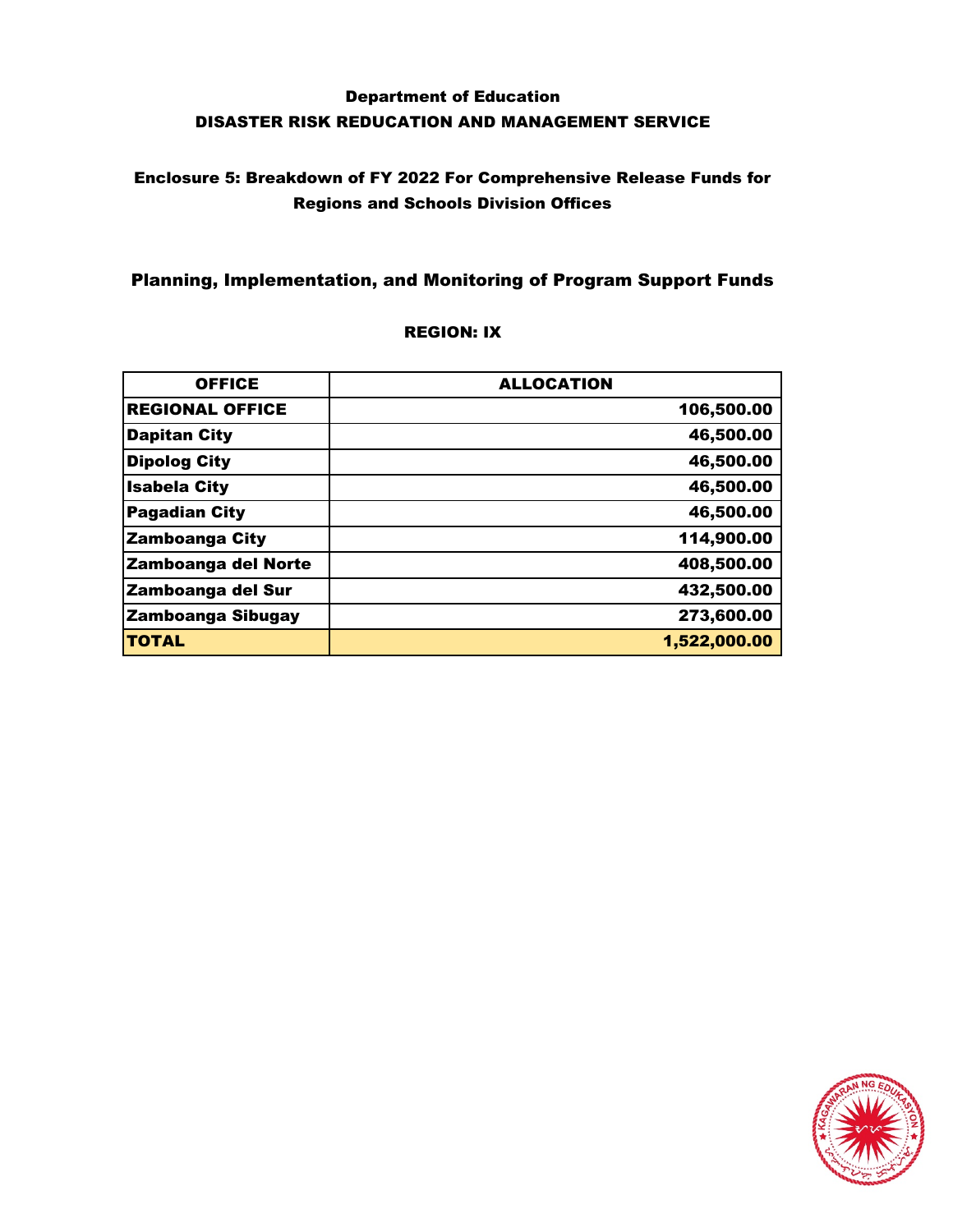Department of Education

DISASTER RISK REDUCATION AND MANAGEMENT SERVICE

### Enclosure 5: Breakdown of FY 2022 For Comprehensive Release Funds for Regions and Schools Division Offices

## Planning, Implementation, and Monitoring of Program Support Funds

### REGION: IX

| OFFICE | ALLOCATION |
|---|---:|
| **REGIONAL OFFICE** | **106,500.00** |
| **Dapitan City** | **46,500.00** |
| **Dipolog City** | **46,500.00** |
| **Isabela City** | **46,500.00** |
| **Pagadian City** | **46,500.00** |
| **Zamboanga City** | **114,900.00** |
| **Zamboanga del Norte** | **408,500.00** |
| **Zamboanga del Sur** | **432,500.00** |
| **Zamboanga Sibugay** | **273,600.00** |
| **TOTAL** | **1,522,000.00** |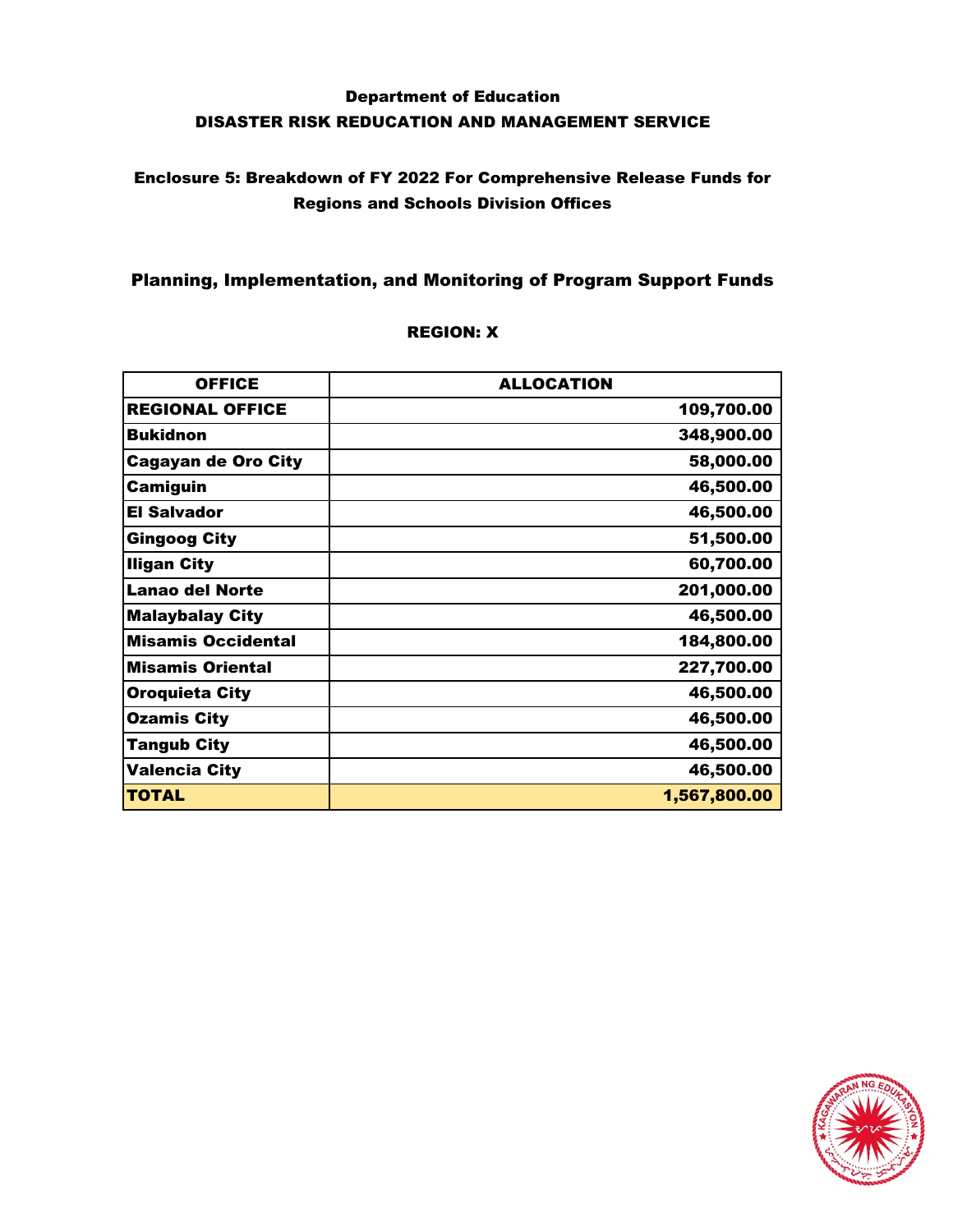# Department of Education
## DISASTER RISK REDUCATION AND MANAGEMENT SERVICE

### Enclosure 5: Breakdown of FY 2022 For Comprehensive Release Funds for Regions and Schools Division Offices

### Planning, Implementation, and Monitoring of Program Support Funds

**REGION: X**

| OFFICE | ALLOCATION |
|---|---|
| **REGIONAL OFFICE** | **109,700.00** |
| **Bukidnon** | **348,900.00** |
| **Cagayan de Oro City** | **58,000.00** |
| **Camiguin** | **46,500.00** |
| **El Salvador** | **46,500.00** |
| **Gingoog City** | **51,500.00** |
| **Iligan City** | **60,700.00** |
| **Lanao del Norte** | **201,000.00** |
| **Malaybalay City** | **46,500.00** |
| **Misamis Occidental** | **184,800.00** |
| **Misamis Oriental** | **227,700.00** |
| **Oroquieta City** | **46,500.00** |
| **Ozamis City** | **46,500.00** |
| **Tangub City** | **46,500.00** |
| **Valencia City** | **46,500.00** |
| **TOTAL** | **1,567,800.00** |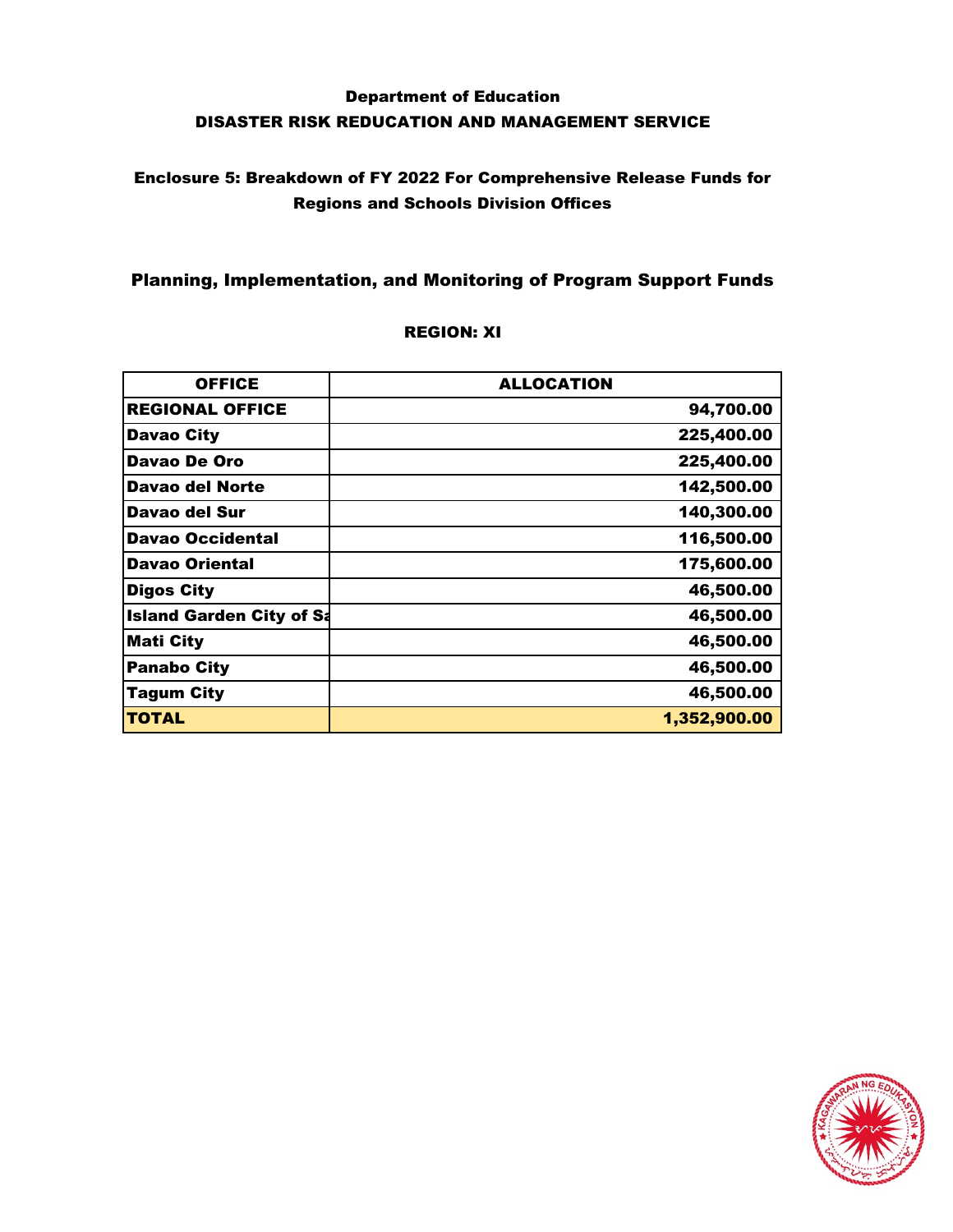Department of Education

DISASTER RISK REDUCATION AND MANAGEMENT SERVICE

### Enclosure 5: Breakdown of FY 2022 For Comprehensive Release Funds for Regions and Schools Division Offices

## Planning, Implementation, and Monitoring of Program Support Funds

**REGION: XI**

| OFFICE | ALLOCATION |
|---|---|
| REGIONAL OFFICE | 94,700.00 |
| Davao City | 225,400.00 |
| Davao De Oro | 225,400.00 |
| Davao del Norte | 142,500.00 |
| Davao del Sur | 140,300.00 |
| Davao Occidental | 116,500.00 |
| Davao Oriental | 175,600.00 |
| Digos City | 46,500.00 |
| Island Garden City of Sa | 46,500.00 |
| Mati City | 46,500.00 |
| Panabo City | 46,500.00 |
| Tagum City | 46,500.00 |
| **TOTAL** | **1,352,900.00** |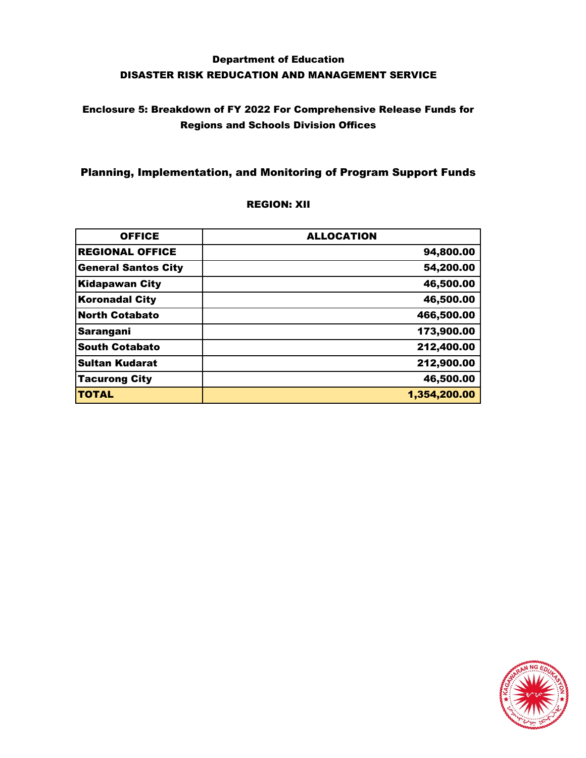## Department of Education
## DISASTER RISK REDUCATION AND MANAGEMENT SERVICE

### Enclosure 5: Breakdown of FY 2022 For Comprehensive Release Funds for Regions and Schools Division Offices

### Planning, Implementation, and Monitoring of Program Support Funds

**REGION: XII**

| OFFICE | ALLOCATION |
|---|---|
| **REGIONAL OFFICE** | **94,800.00** |
| **General Santos City** | **54,200.00** |
| **Kidapawan City** | **46,500.00** |
| **Koronadal City** | **46,500.00** |
| **North Cotabato** | **466,500.00** |
| **Sarangani** | **173,900.00** |
| **South Cotabato** | **212,400.00** |
| **Sultan Kudarat** | **212,900.00** |
| **Tacurong City** | **46,500.00** |
| **TOTAL** | **1,354,200.00** |